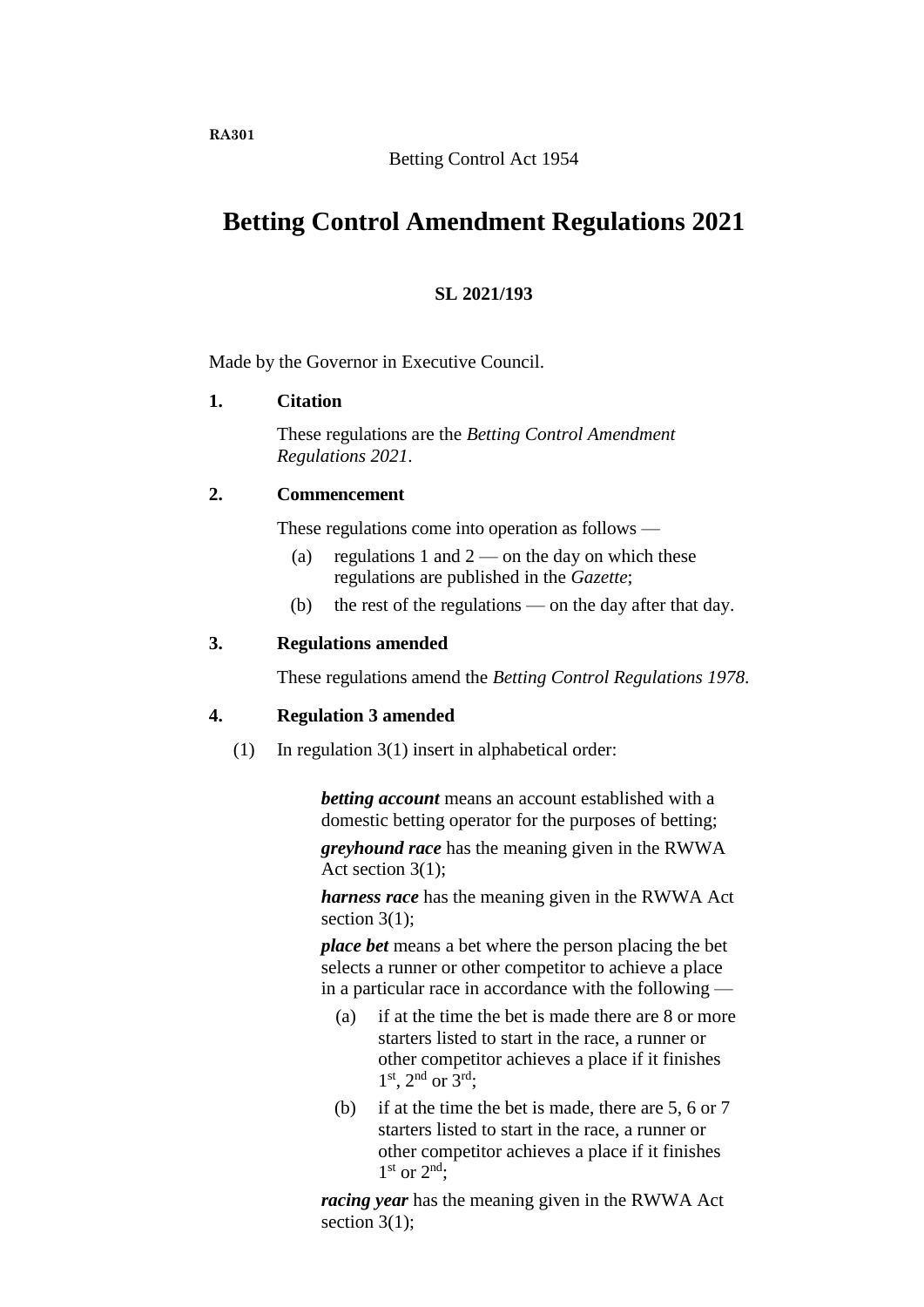RA301

Betting Control Act 1954

# Betting Control Amendment Regulations 2021

**SL 2021/193**

Made by the Governor in Executive Council.

### 1. Citation

These regulations are the *Betting Control Amendment Regulations 2021*.

### 2. Commencement

These regulations come into operation as follows —

(a) regulations 1 and 2 — on the day on which these regulations are published in the *Gazette*;

(b) the rest of the regulations — on the day after that day.

### 3. Regulations amended

These regulations amend the *Betting Control Regulations 1978*.

### 4. Regulation 3 amended

(1) In regulation 3(1) insert in alphabetical order:

> ***betting account*** means an account established with a domestic betting operator for the purposes of betting;
>
> ***greyhound race*** has the meaning given in the RWWA Act section 3(1);
>
> ***harness race*** has the meaning given in the RWWA Act section 3(1);
>
> ***place bet*** means a bet where the person placing the bet selects a runner or other competitor to achieve a place in a particular race in accordance with the following —
>
> (a) if at the time the bet is made there are 8 or more starters listed to start in the race, a runner or other competitor achieves a place if it finishes 1st, 2nd or 3rd;
>
> (b) if at the time the bet is made, there are 5, 6 or 7 starters listed to start in the race, a runner or other competitor achieves a place if it finishes 1st or 2nd;
>
> ***racing year*** has the meaning given in the RWWA Act section 3(1);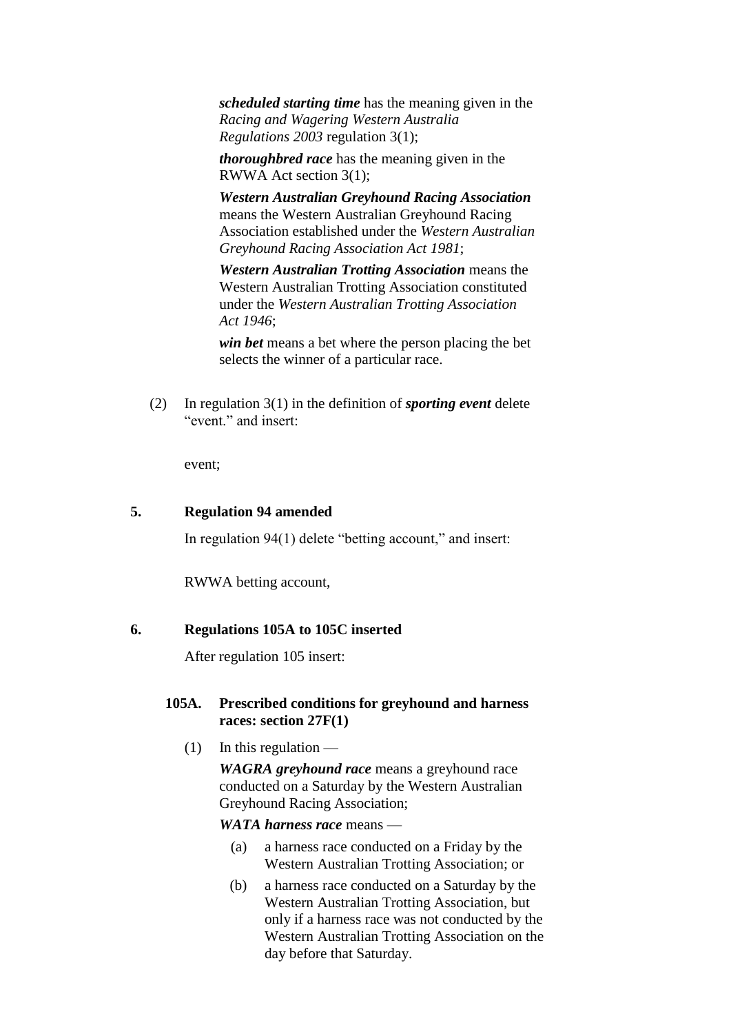***scheduled starting time*** has the meaning given in the *Racing and Wagering Western Australia Regulations 2003* regulation 3(1);

***thoroughbred race*** has the meaning given in the RWWA Act section 3(1);

***Western Australian Greyhound Racing Association*** means the Western Australian Greyhound Racing Association established under the *Western Australian Greyhound Racing Association Act 1981*;

***Western Australian Trotting Association*** means the Western Australian Trotting Association constituted under the *Western Australian Trotting Association Act 1946*;

***win bet*** means a bet where the person placing the bet selects the winner of a particular race.

(2) In regulation 3(1) in the definition of ***sporting event*** delete "event." and insert:

event;

### 5. Regulation 94 amended

In regulation 94(1) delete "betting account," and insert:

RWWA betting account,

### 6. Regulations 105A to 105C inserted

After regulation 105 insert:

#### 105A. Prescribed conditions for greyhound and harness races: section 27F(1)

(1) In this regulation —

***WAGRA greyhound race*** means a greyhound race conducted on a Saturday by the Western Australian Greyhound Racing Association;

***WATA harness race*** means —

(a) a harness race conducted on a Friday by the Western Australian Trotting Association; or

(b) a harness race conducted on a Saturday by the Western Australian Trotting Association, but only if a harness race was not conducted by the Western Australian Trotting Association on the day before that Saturday.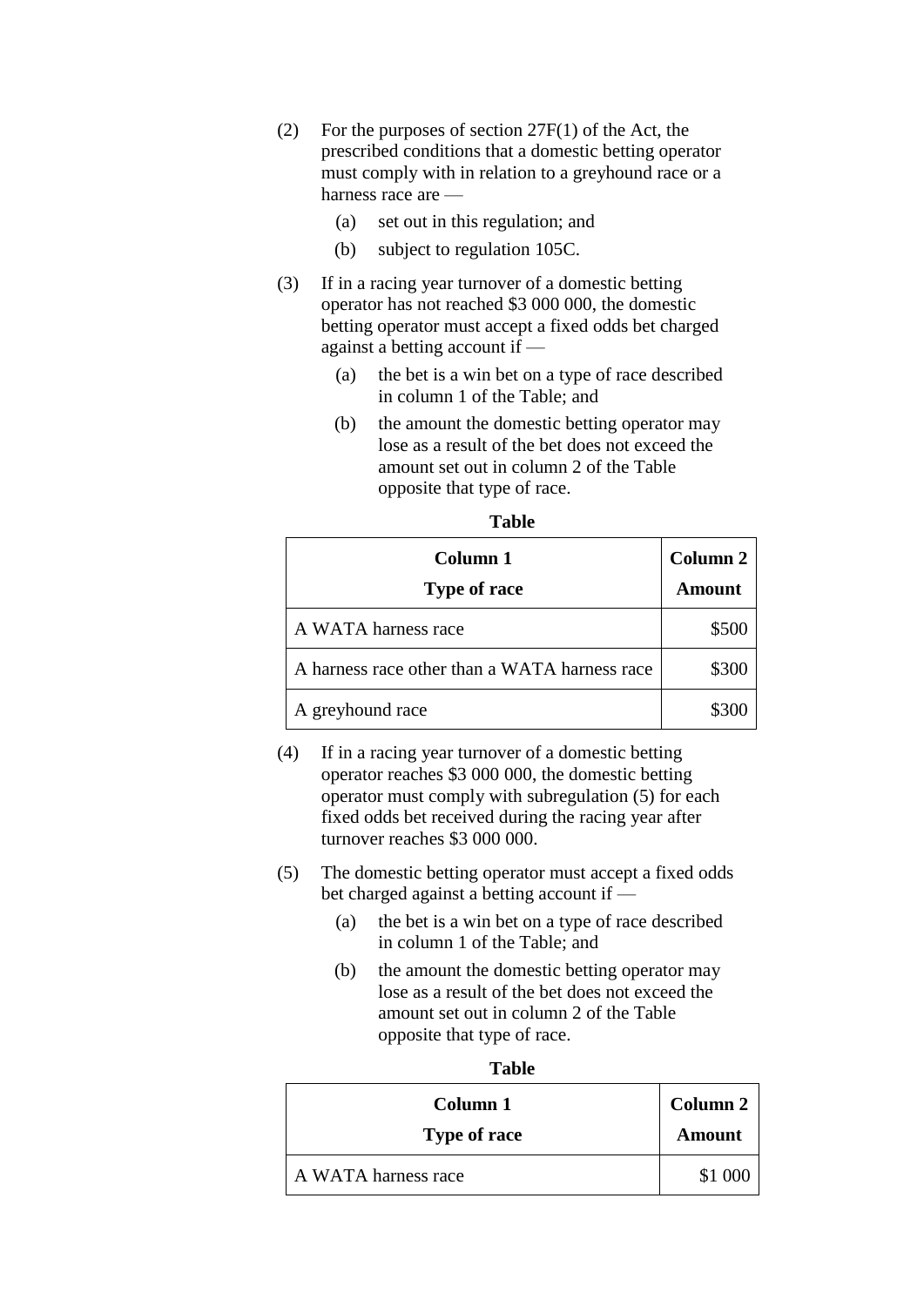(2) For the purposes of section 27F(1) of the Act, the prescribed conditions that a domestic betting operator must comply with in relation to a greyhound race or a harness race are —

  (a) set out in this regulation; and

  (b) subject to regulation 105C.

(3) If in a racing year turnover of a domestic betting operator has not reached $3 000 000, the domestic betting operator must accept a fixed odds bet charged against a betting account if —

  (a) the bet is a win bet on a type of race described in column 1 of the Table; and

  (b) the amount the domestic betting operator may lose as a result of the bet does not exceed the amount set out in column 2 of the Table opposite that type of race.

**Table**

| Column 1<br>Type of race | Column 2<br>Amount |
|---|---:|
| A WATA harness race | $500 |
| A harness race other than a WATA harness race | $300 |
| A greyhound race | $300 |

(4) If in a racing year turnover of a domestic betting operator reaches $3 000 000, the domestic betting operator must comply with subregulation (5) for each fixed odds bet received during the racing year after turnover reaches $3 000 000.

(5) The domestic betting operator must accept a fixed odds bet charged against a betting account if —

  (a) the bet is a win bet on a type of race described in column 1 of the Table; and

  (b) the amount the domestic betting operator may lose as a result of the bet does not exceed the amount set out in column 2 of the Table opposite that type of race.

**Table**

| Column 1<br>Type of race | Column 2<br>Amount |
|---|---:|
| A WATA harness race | $1 000 |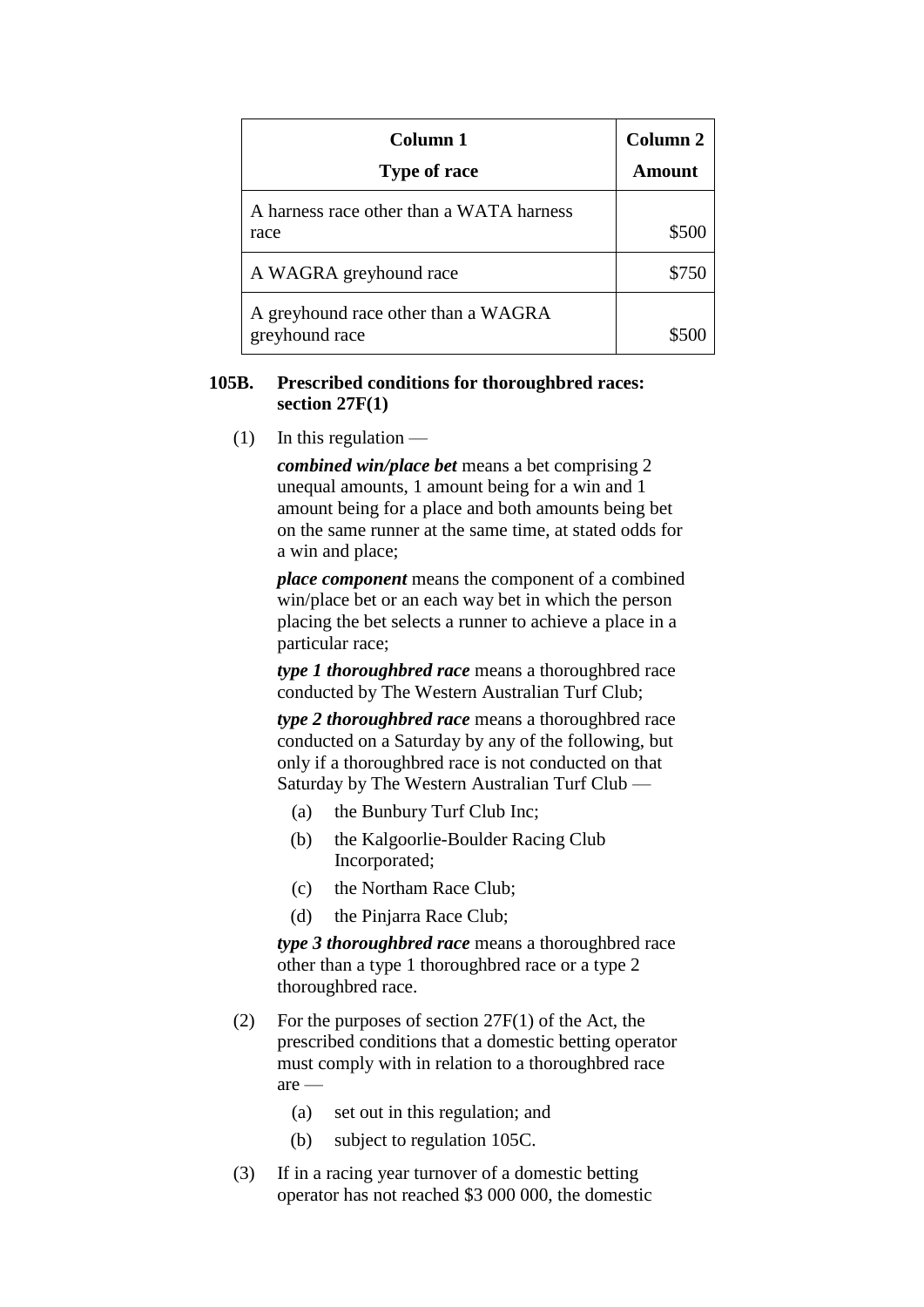| Column 1<br>Type of race | Column 2<br>Amount |
|---|---|
| A harness race other than a WATA harness race | $500 |
| A WAGRA greyhound race | $750 |
| A greyhound race other than a WAGRA greyhound race | $500 |

**105B. Prescribed conditions for thoroughbred races: section 27F(1)**

(1) In this regulation —

***combined win/place bet*** means a bet comprising 2 unequal amounts, 1 amount being for a win and 1 amount being for a place and both amounts being bet on the same runner at the same time, at stated odds for a win and place;

***place component*** means the component of a combined win/place bet or an each way bet in which the person placing the bet selects a runner to achieve a place in a particular race;

***type 1 thoroughbred race*** means a thoroughbred race conducted by The Western Australian Turf Club;

***type 2 thoroughbred race*** means a thoroughbred race conducted on a Saturday by any of the following, but only if a thoroughbred race is not conducted on that Saturday by The Western Australian Turf Club —

- (a) the Bunbury Turf Club Inc;
- (b) the Kalgoorlie-Boulder Racing Club Incorporated;
- (c) the Northam Race Club;
- (d) the Pinjarra Race Club;

***type 3 thoroughbred race*** means a thoroughbred race other than a type 1 thoroughbred race or a type 2 thoroughbred race.

(2) For the purposes of section 27F(1) of the Act, the prescribed conditions that a domestic betting operator must comply with in relation to a thoroughbred race are —

- (a) set out in this regulation; and
- (b) subject to regulation 105C.

(3) If in a racing year turnover of a domestic betting operator has not reached $3 000 000, the domestic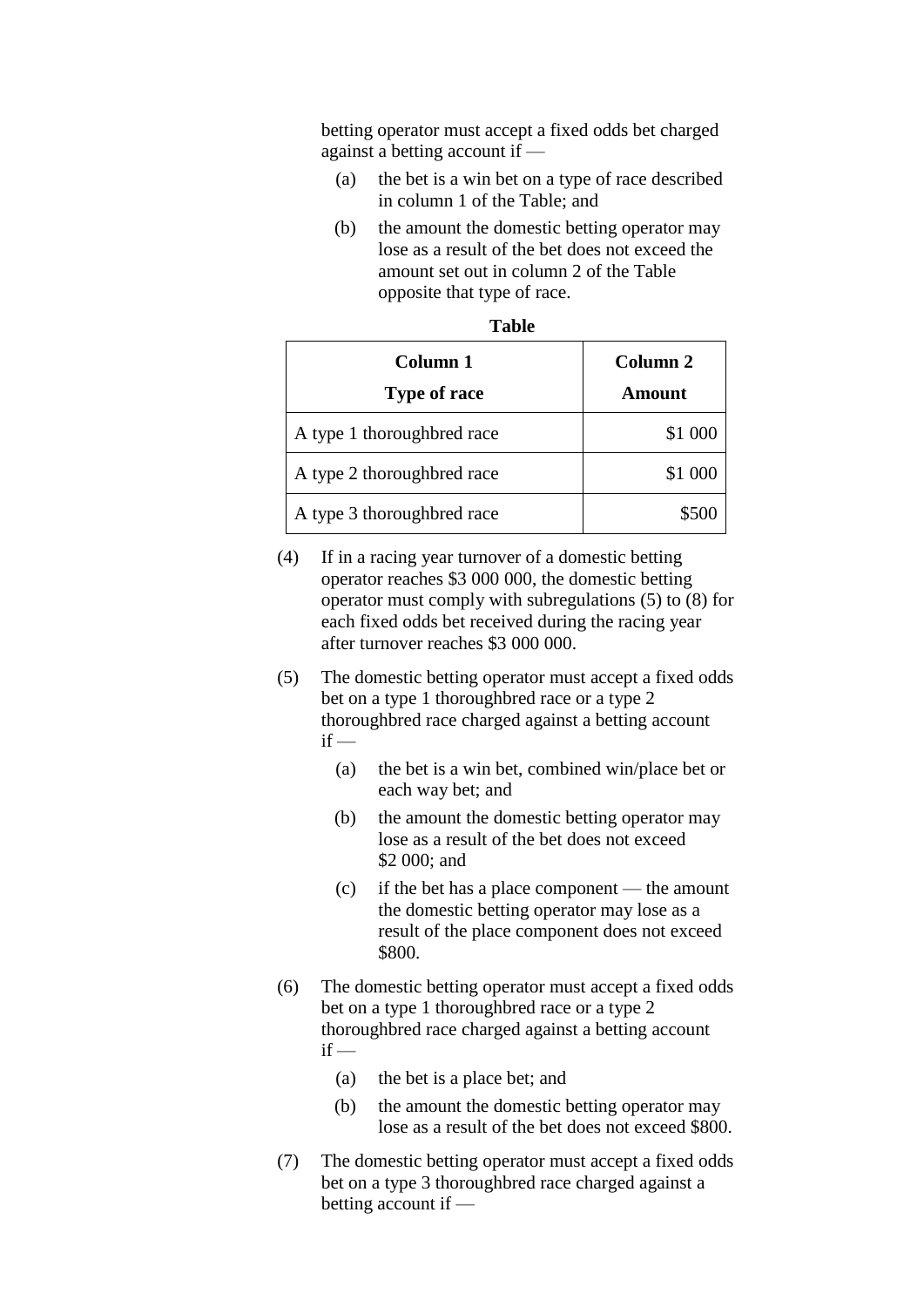betting operator must accept a fixed odds bet charged against a betting account if —

(a) the bet is a win bet on a type of race described in column 1 of the Table; and

(b) the amount the domestic betting operator may lose as a result of the bet does not exceed the amount set out in column 2 of the Table opposite that type of race.

**Table**

| **Column 1** **Type of race** | **Column 2** **Amount** |
|---|---|
| A type 1 thoroughbred race | $1 000 |
| A type 2 thoroughbred race | $1 000 |
| A type 3 thoroughbred race | $500 |

(4) If in a racing year turnover of a domestic betting operator reaches $3 000 000, the domestic betting operator must comply with subregulations (5) to (8) for each fixed odds bet received during the racing year after turnover reaches $3 000 000.

(5) The domestic betting operator must accept a fixed odds bet on a type 1 thoroughbred race or a type 2 thoroughbred race charged against a betting account if —

(a) the bet is a win bet, combined win/place bet or each way bet; and

(b) the amount the domestic betting operator may lose as a result of the bet does not exceed $2 000; and

(c) if the bet has a place component — the amount the domestic betting operator may lose as a result of the place component does not exceed $800.

(6) The domestic betting operator must accept a fixed odds bet on a type 1 thoroughbred race or a type 2 thoroughbred race charged against a betting account if —

(a) the bet is a place bet; and

(b) the amount the domestic betting operator may lose as a result of the bet does not exceed $800.

(7) The domestic betting operator must accept a fixed odds bet on a type 3 thoroughbred race charged against a betting account if —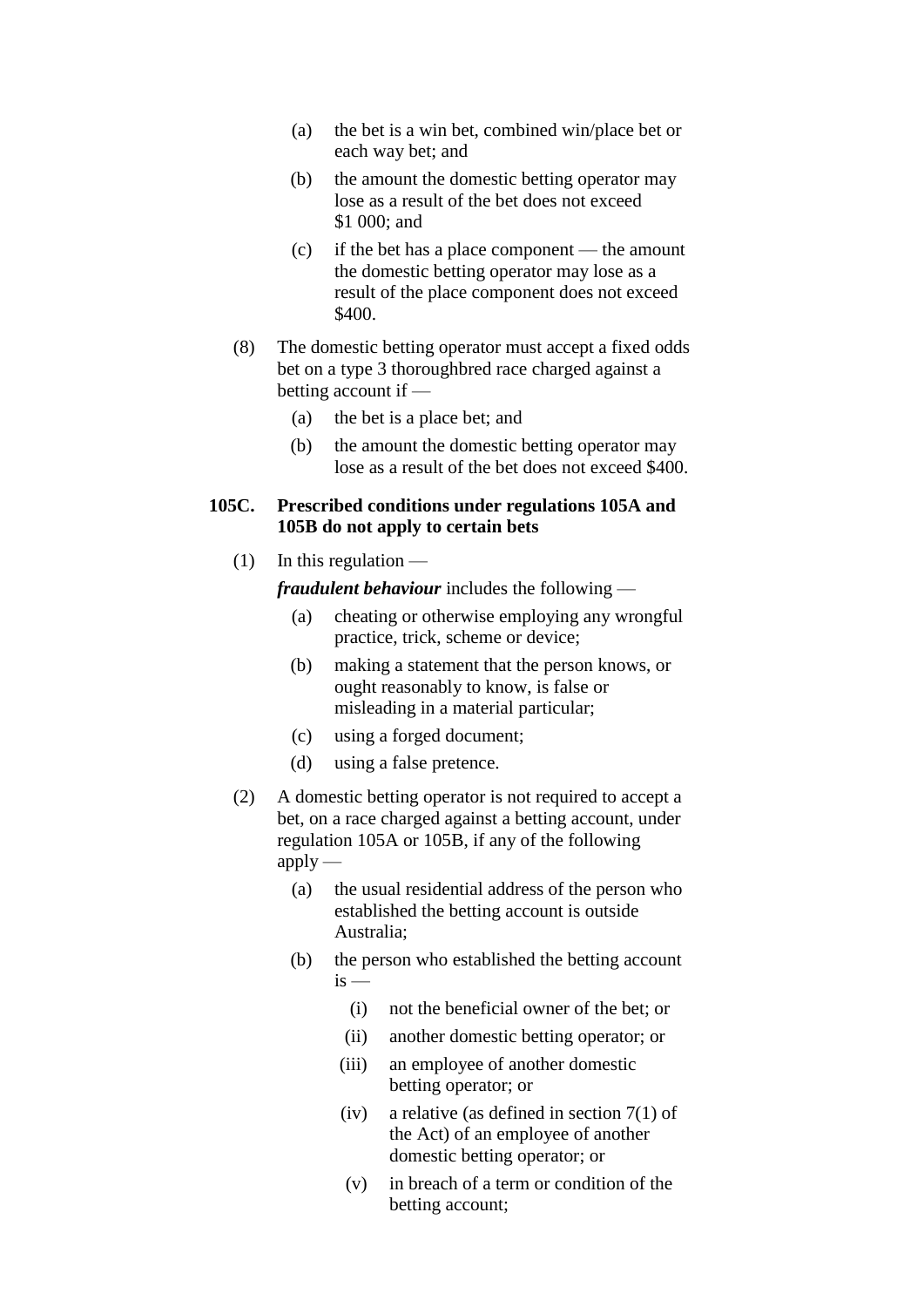(a) the bet is a win bet, combined win/place bet or each way bet; and

(b) the amount the domestic betting operator may lose as a result of the bet does not exceed $1 000; and

(c) if the bet has a place component — the amount the domestic betting operator may lose as a result of the place component does not exceed $400.

(8) The domestic betting operator must accept a fixed odds bet on a type 3 thoroughbred race charged against a betting account if —

(a) the bet is a place bet; and

(b) the amount the domestic betting operator may lose as a result of the bet does not exceed $400.

**105C. Prescribed conditions under regulations 105A and 105B do not apply to certain bets**

(1) In this regulation —

***fraudulent behaviour*** includes the following —

(a) cheating or otherwise employing any wrongful practice, trick, scheme or device;

(b) making a statement that the person knows, or ought reasonably to know, is false or misleading in a material particular;

(c) using a forged document;

(d) using a false pretence.

(2) A domestic betting operator is not required to accept a bet, on a race charged against a betting account, under regulation 105A or 105B, if any of the following apply —

(a) the usual residential address of the person who established the betting account is outside Australia;

(b) the person who established the betting account is —

(i) not the beneficial owner of the bet; or

(ii) another domestic betting operator; or

(iii) an employee of another domestic betting operator; or

(iv) a relative (as defined in section 7(1) of the Act) of an employee of another domestic betting operator; or

(v) in breach of a term or condition of the betting account;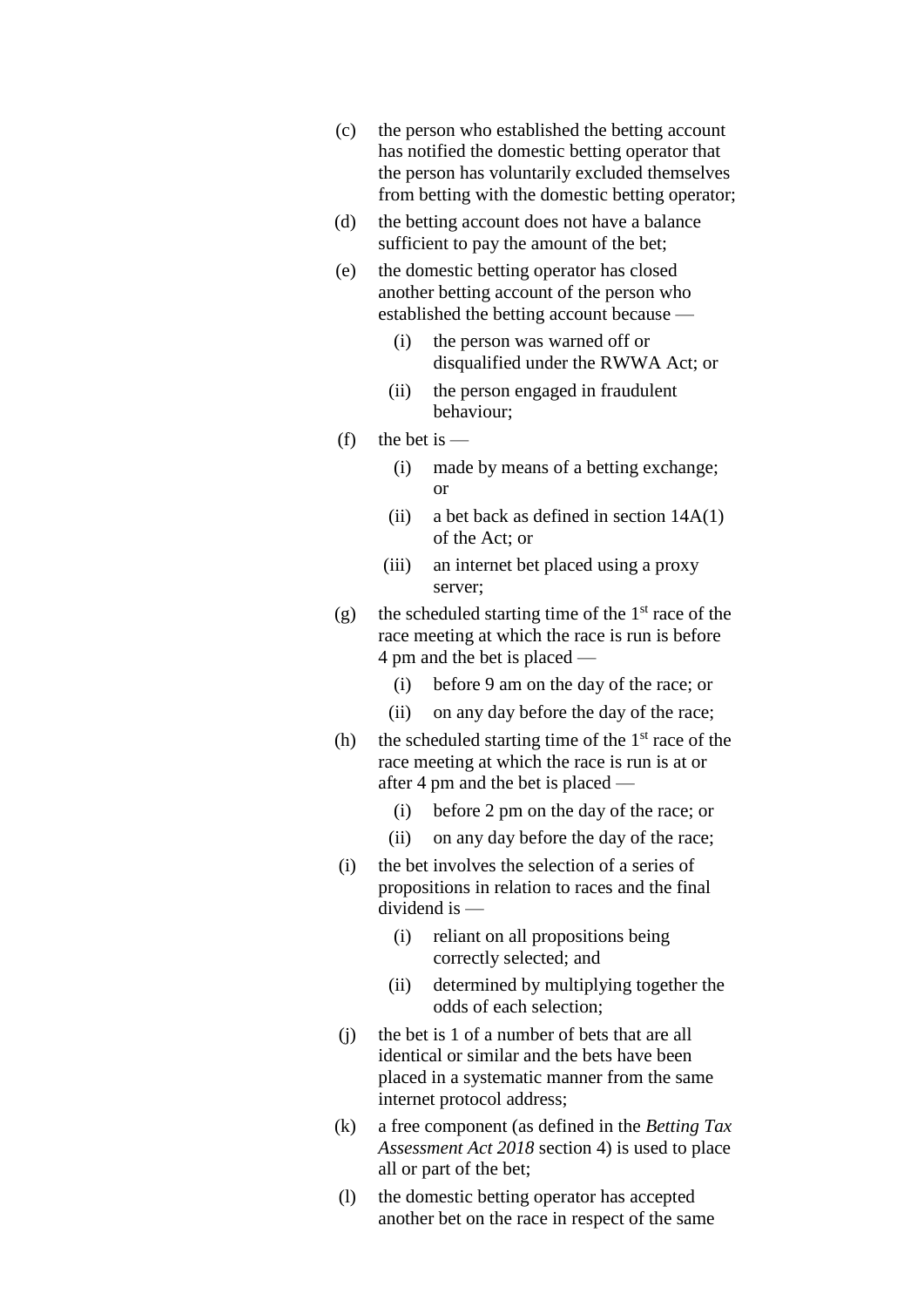(c) the person who established the betting account has notified the domestic betting operator that the person has voluntarily excluded themselves from betting with the domestic betting operator;

(d) the betting account does not have a balance sufficient to pay the amount of the bet;

(e) the domestic betting operator has closed another betting account of the person who established the betting account because —

  (i) the person was warned off or disqualified under the RWWA Act; or

  (ii) the person engaged in fraudulent behaviour;

(f) the bet is —

  (i) made by means of a betting exchange; or

  (ii) a bet back as defined in section 14A(1) of the Act; or

  (iii) an internet bet placed using a proxy server;

(g) the scheduled starting time of the 1st race of the race meeting at which the race is run is before 4 pm and the bet is placed —

  (i) before 9 am on the day of the race; or

  (ii) on any day before the day of the race;

(h) the scheduled starting time of the 1st race of the race meeting at which the race is run is at or after 4 pm and the bet is placed —

  (i) before 2 pm on the day of the race; or

  (ii) on any day before the day of the race;

(i) the bet involves the selection of a series of propositions in relation to races and the final dividend is —

  (i) reliant on all propositions being correctly selected; and

  (ii) determined by multiplying together the odds of each selection;

(j) the bet is 1 of a number of bets that are all identical or similar and the bets have been placed in a systematic manner from the same internet protocol address;

(k) a free component (as defined in the *Betting Tax Assessment Act 2018* section 4) is used to place all or part of the bet;

(l) the domestic betting operator has accepted another bet on the race in respect of the same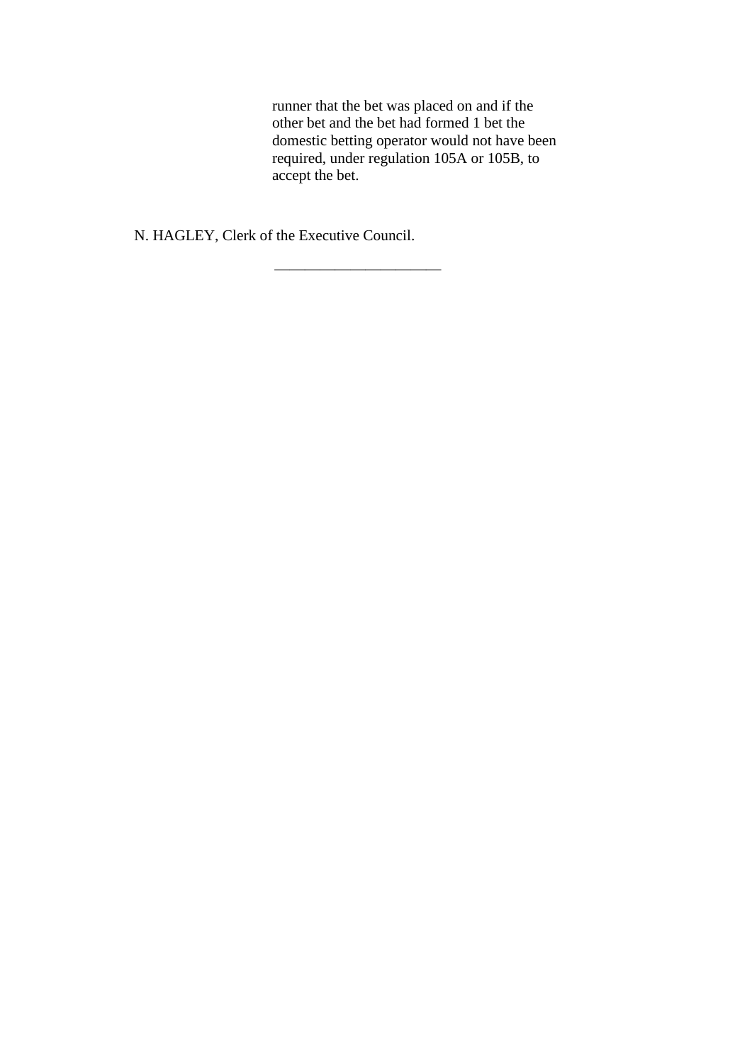runner that the bet was placed on and if the other bet and the bet had formed 1 bet the domestic betting operator would not have been required, under regulation 105A or 105B, to accept the bet.

N. HAGLEY, Clerk of the Executive Council.

---